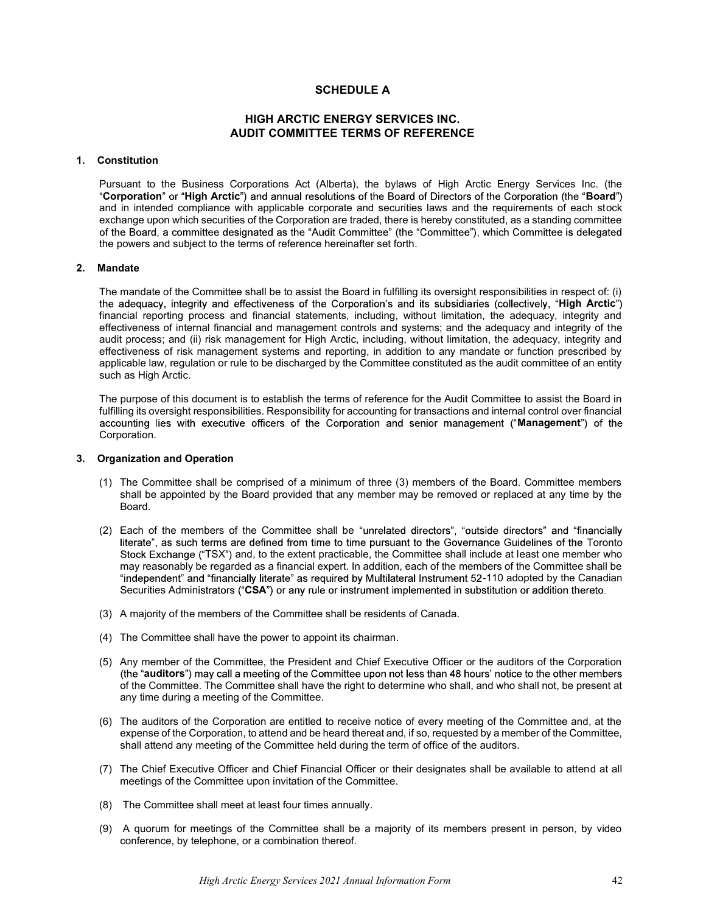# SCHEDULE A

## HIGH ARCTIC ENERGY SERVICES INC.
## AUDIT COMMITTEE TERMS OF REFERENCE

### 1. Constitution

Pursuant to the Business Corporations Act (Alberta), the bylaws of High Arctic Energy Services Inc. (the "**Corporation**" or "**High Arctic**") and annual resolutions of the Board of Directors of the Corporation (the "**Board**") and in intended compliance with applicable corporate and securities laws and the requirements of each stock exchange upon which securities of the Corporation are traded, there is hereby constituted, as a standing committee of the Board, a committee designated as the "Audit Committee" (the "Committee"), which Committee is delegated the powers and subject to the terms of reference hereinafter set forth.

### 2. Mandate

The mandate of the Committee shall be to assist the Board in fulfilling its oversight responsibilities in respect of: (i) the adequacy, integrity and effectiveness of the Corporation's and its subsidiaries (collectively, "**High Arctic**") financial reporting process and financial statements, including, without limitation, the adequacy, integrity and effectiveness of internal financial and management controls and systems; and the adequacy and integrity of the audit process; and (ii) risk management for High Arctic, including, without limitation, the adequacy, integrity and effectiveness of risk management systems and reporting, in addition to any mandate or function prescribed by applicable law, regulation or rule to be discharged by the Committee constituted as the audit committee of an entity such as High Arctic.

The purpose of this document is to establish the terms of reference for the Audit Committee to assist the Board in fulfilling its oversight responsibilities. Responsibility for accounting for transactions and internal control over financial accounting lies with executive officers of the Corporation and senior management ("**Management**") of the Corporation.

### 3. Organization and Operation

(1) The Committee shall be comprised of a minimum of three (3) members of the Board. Committee members shall be appointed by the Board provided that any member may be removed or replaced at any time by the Board.

(2) Each of the members of the Committee shall be "unrelated directors", "outside directors" and "financially literate", as such terms are defined from time to time pursuant to the Governance Guidelines of the Toronto Stock Exchange ("TSX") and, to the extent practicable, the Committee shall include at least one member who may reasonably be regarded as a financial expert. In addition, each of the members of the Committee shall be "independent" and "financially literate" as required by Multilateral Instrument 52-110 adopted by the Canadian Securities Administrators ("**CSA**") or any rule or instrument implemented in substitution or addition thereto.

(3) A majority of the members of the Committee shall be residents of Canada.

(4) The Committee shall have the power to appoint its chairman.

(5) Any member of the Committee, the President and Chief Executive Officer or the auditors of the Corporation (the "**auditors**") may call a meeting of the Committee upon not less than 48 hours' notice to the other members of the Committee. The Committee shall have the right to determine who shall, and who shall not, be present at any time during a meeting of the Committee.

(6) The auditors of the Corporation are entitled to receive notice of every meeting of the Committee and, at the expense of the Corporation, to attend and be heard thereat and, if so, requested by a member of the Committee, shall attend any meeting of the Committee held during the term of office of the auditors.

(7) The Chief Executive Officer and Chief Financial Officer or their designates shall be available to attend at all meetings of the Committee upon invitation of the Committee.

(8) The Committee shall meet at least four times annually.

(9) A quorum for meetings of the Committee shall be a majority of its members present in person, by video conference, by telephone, or a combination thereof.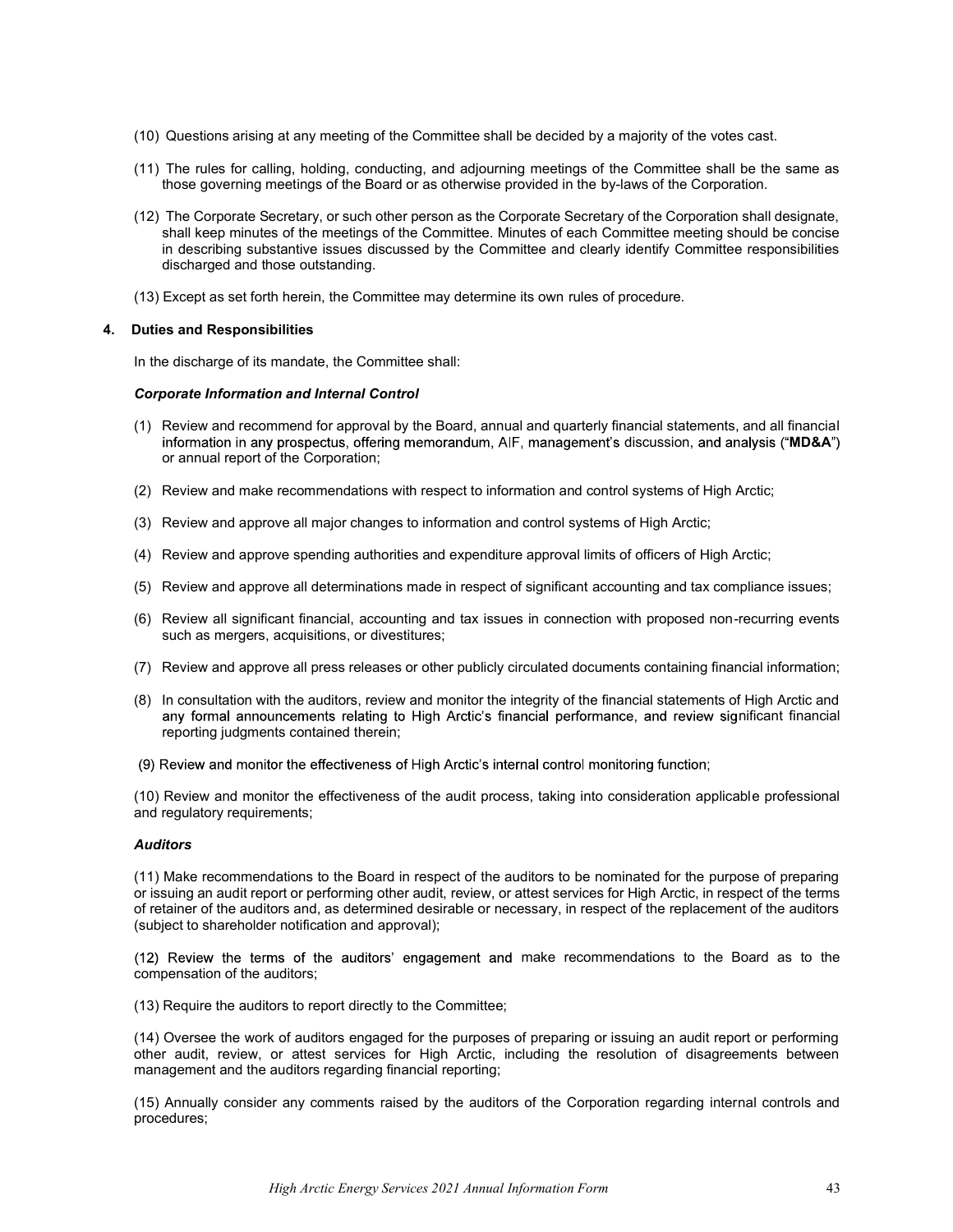(10) Questions arising at any meeting of the Committee shall be decided by a majority of the votes cast.

(11) The rules for calling, holding, conducting, and adjourning meetings of the Committee shall be the same as those governing meetings of the Board or as otherwise provided in the by-laws of the Corporation.

(12) The Corporate Secretary, or such other person as the Corporate Secretary of the Corporation shall designate, shall keep minutes of the meetings of the Committee. Minutes of each Committee meeting should be concise in describing substantive issues discussed by the Committee and clearly identify Committee responsibilities discharged and those outstanding.

(13) Except as set forth herein, the Committee may determine its own rules of procedure.

**4. Duties and Responsibilities**

In the discharge of its mandate, the Committee shall:

***Corporate Information and Internal Control***

(1) Review and recommend for approval by the Board, annual and quarterly financial statements, and all financial information in any prospectus, offering memorandum, AIF, management's discussion, and analysis ("**MD&A**") or annual report of the Corporation;

(2) Review and make recommendations with respect to information and control systems of High Arctic;

(3) Review and approve all major changes to information and control systems of High Arctic;

(4) Review and approve spending authorities and expenditure approval limits of officers of High Arctic;

(5) Review and approve all determinations made in respect of significant accounting and tax compliance issues;

(6) Review all significant financial, accounting and tax issues in connection with proposed non-recurring events such as mergers, acquisitions, or divestitures;

(7) Review and approve all press releases or other publicly circulated documents containing financial information;

(8) In consultation with the auditors, review and monitor the integrity of the financial statements of High Arctic and any formal announcements relating to High Arctic's financial performance, and review significant financial reporting judgments contained therein;

(9) Review and monitor the effectiveness of High Arctic's internal control monitoring function;

(10) Review and monitor the effectiveness of the audit process, taking into consideration applicable professional and regulatory requirements;

***Auditors***

(11) Make recommendations to the Board in respect of the auditors to be nominated for the purpose of preparing or issuing an audit report or performing other audit, review, or attest services for High Arctic, in respect of the terms of retainer of the auditors and, as determined desirable or necessary, in respect of the replacement of the auditors (subject to shareholder notification and approval);

(12) Review the terms of the auditors' engagement and make recommendations to the Board as to the compensation of the auditors;

(13) Require the auditors to report directly to the Committee;

(14) Oversee the work of auditors engaged for the purposes of preparing or issuing an audit report or performing other audit, review, or attest services for High Arctic, including the resolution of disagreements between management and the auditors regarding financial reporting;

(15) Annually consider any comments raised by the auditors of the Corporation regarding internal controls and procedures;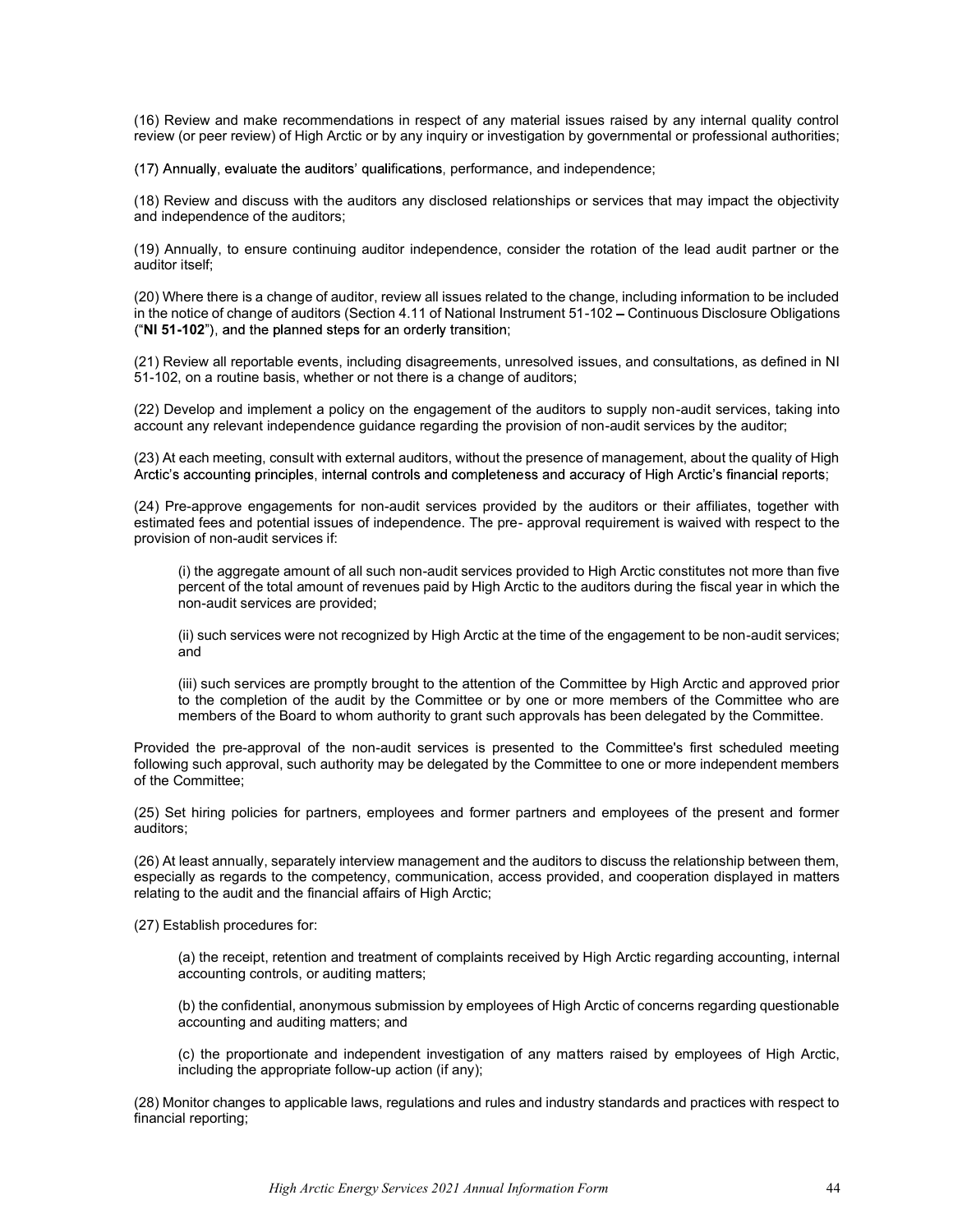(16) Review and make recommendations in respect of any material issues raised by any internal quality control review (or peer review) of High Arctic or by any inquiry or investigation by governmental or professional authorities;

(17) Annually, evaluate the auditors' qualifications, performance, and independence;

(18) Review and discuss with the auditors any disclosed relationships or services that may impact the objectivity and independence of the auditors;

(19) Annually, to ensure continuing auditor independence, consider the rotation of the lead audit partner or the auditor itself;

(20) Where there is a change of auditor, review all issues related to the change, including information to be included in the notice of change of auditors (Section 4.11 of National Instrument 51-102 – Continuous Disclosure Obligations ("**NI 51-102**"), and the planned steps for an orderly transition;

(21) Review all reportable events, including disagreements, unresolved issues, and consultations, as defined in NI 51-102, on a routine basis, whether or not there is a change of auditors;

(22) Develop and implement a policy on the engagement of the auditors to supply non-audit services, taking into account any relevant independence guidance regarding the provision of non-audit services by the auditor;

(23) At each meeting, consult with external auditors, without the presence of management, about the quality of High Arctic's accounting principles, internal controls and completeness and accuracy of High Arctic's financial reports;

(24) Pre-approve engagements for non-audit services provided by the auditors or their affiliates, together with estimated fees and potential issues of independence. The pre- approval requirement is waived with respect to the provision of non-audit services if:

> (i) the aggregate amount of all such non-audit services provided to High Arctic constitutes not more than five percent of the total amount of revenues paid by High Arctic to the auditors during the fiscal year in which the non-audit services are provided;
>
> (ii) such services were not recognized by High Arctic at the time of the engagement to be non-audit services; and
>
> (iii) such services are promptly brought to the attention of the Committee by High Arctic and approved prior to the completion of the audit by the Committee or by one or more members of the Committee who are members of the Board to whom authority to grant such approvals has been delegated by the Committee.

Provided the pre-approval of the non-audit services is presented to the Committee's first scheduled meeting following such approval, such authority may be delegated by the Committee to one or more independent members of the Committee;

(25) Set hiring policies for partners, employees and former partners and employees of the present and former auditors;

(26) At least annually, separately interview management and the auditors to discuss the relationship between them, especially as regards to the competency, communication, access provided, and cooperation displayed in matters relating to the audit and the financial affairs of High Arctic;

(27) Establish procedures for:

> (a) the receipt, retention and treatment of complaints received by High Arctic regarding accounting, internal accounting controls, or auditing matters;
>
> (b) the confidential, anonymous submission by employees of High Arctic of concerns regarding questionable accounting and auditing matters; and
>
> (c) the proportionate and independent investigation of any matters raised by employees of High Arctic, including the appropriate follow-up action (if any);

(28) Monitor changes to applicable laws, regulations and rules and industry standards and practices with respect to financial reporting;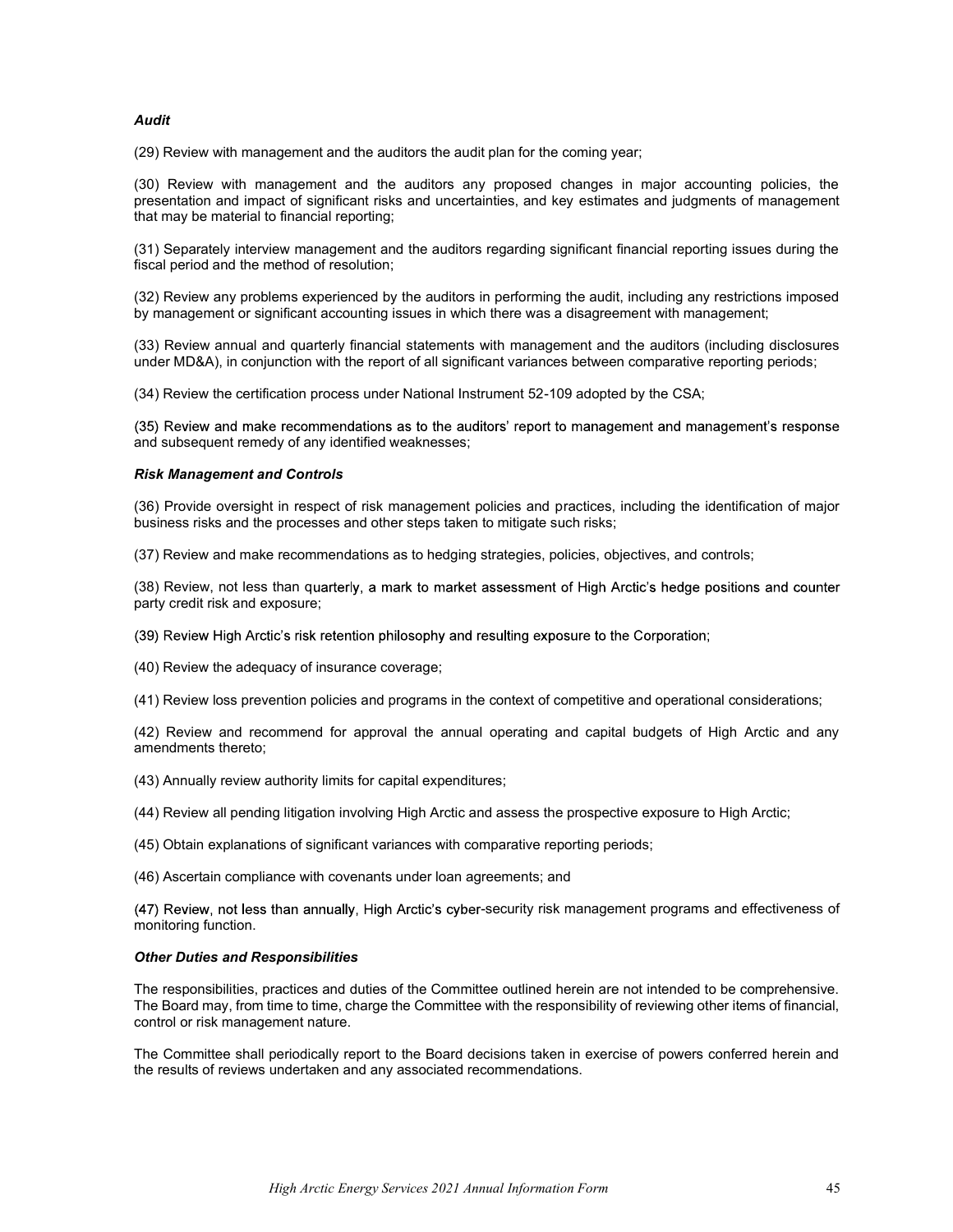***Audit***

(29) Review with management and the auditors the audit plan for the coming year;

(30) Review with management and the auditors any proposed changes in major accounting policies, the presentation and impact of significant risks and uncertainties, and key estimates and judgments of management that may be material to financial reporting;

(31) Separately interview management and the auditors regarding significant financial reporting issues during the fiscal period and the method of resolution;

(32) Review any problems experienced by the auditors in performing the audit, including any restrictions imposed by management or significant accounting issues in which there was a disagreement with management;

(33) Review annual and quarterly financial statements with management and the auditors (including disclosures under MD&A), in conjunction with the report of all significant variances between comparative reporting periods;

(34) Review the certification process under National Instrument 52-109 adopted by the CSA;

(35) Review and make recommendations as to the auditors' report to management and management's response and subsequent remedy of any identified weaknesses;

***Risk Management and Controls***

(36) Provide oversight in respect of risk management policies and practices, including the identification of major business risks and the processes and other steps taken to mitigate such risks;

(37) Review and make recommendations as to hedging strategies, policies, objectives, and controls;

(38) Review, not less than quarterly, a mark to market assessment of High Arctic's hedge positions and counter party credit risk and exposure;

(39) Review High Arctic's risk retention philosophy and resulting exposure to the Corporation;

(40) Review the adequacy of insurance coverage;

(41) Review loss prevention policies and programs in the context of competitive and operational considerations;

(42) Review and recommend for approval the annual operating and capital budgets of High Arctic and any amendments thereto;

(43) Annually review authority limits for capital expenditures;

(44) Review all pending litigation involving High Arctic and assess the prospective exposure to High Arctic;

(45) Obtain explanations of significant variances with comparative reporting periods;

(46) Ascertain compliance with covenants under loan agreements; and

(47) Review, not less than annually, High Arctic's cyber-security risk management programs and effectiveness of monitoring function.

***Other Duties and Responsibilities***

The responsibilities, practices and duties of the Committee outlined herein are not intended to be comprehensive. The Board may, from time to time, charge the Committee with the responsibility of reviewing other items of financial, control or risk management nature.

The Committee shall periodically report to the Board decisions taken in exercise of powers conferred herein and the results of reviews undertaken and any associated recommendations.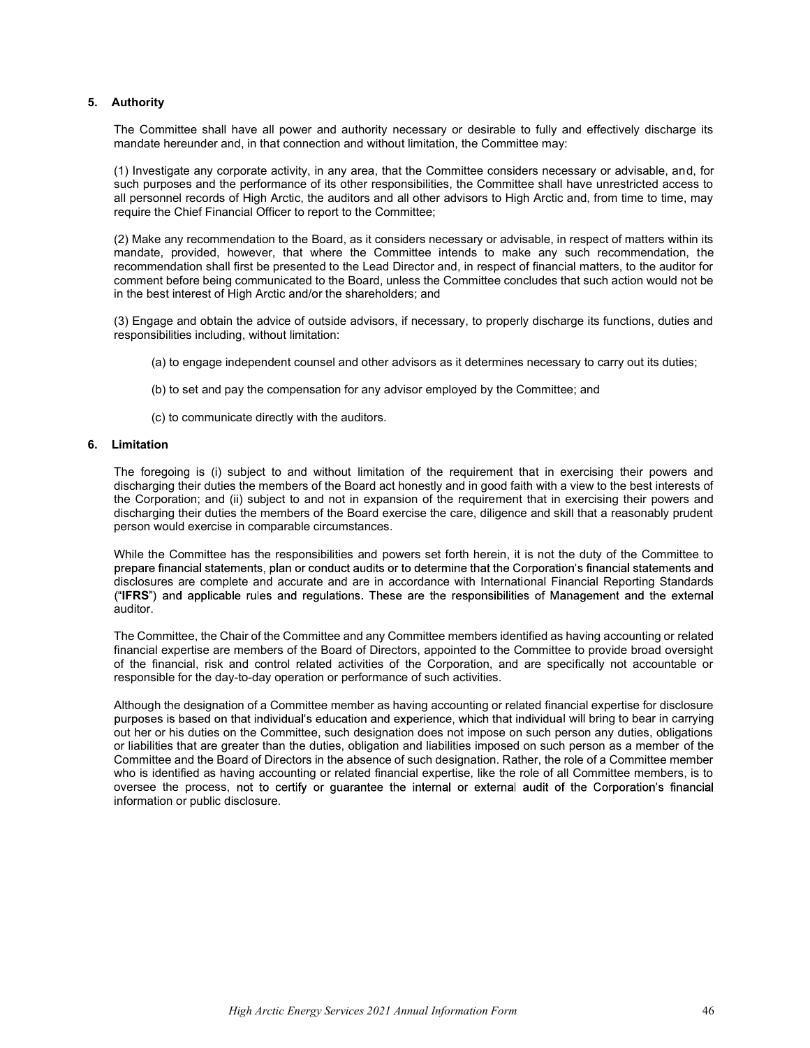## 5. Authority

The Committee shall have all power and authority necessary or desirable to fully and effectively discharge its mandate hereunder and, in that connection and without limitation, the Committee may:

(1) Investigate any corporate activity, in any area, that the Committee considers necessary or advisable, and, for such purposes and the performance of its other responsibilities, the Committee shall have unrestricted access to all personnel records of High Arctic, the auditors and all other advisors to High Arctic and, from time to time, may require the Chief Financial Officer to report to the Committee;

(2) Make any recommendation to the Board, as it considers necessary or advisable, in respect of matters within its mandate, provided, however, that where the Committee intends to make any such recommendation, the recommendation shall first be presented to the Lead Director and, in respect of financial matters, to the auditor for comment before being communicated to the Board, unless the Committee concludes that such action would not be in the best interest of High Arctic and/or the shareholders; and

(3) Engage and obtain the advice of outside advisors, if necessary, to properly discharge its functions, duties and responsibilities including, without limitation:

(a) to engage independent counsel and other advisors as it determines necessary to carry out its duties;

(b) to set and pay the compensation for any advisor employed by the Committee; and

(c) to communicate directly with the auditors.

## 6. Limitation

The foregoing is (i) subject to and without limitation of the requirement that in exercising their powers and discharging their duties the members of the Board act honestly and in good faith with a view to the best interests of the Corporation; and (ii) subject to and not in expansion of the requirement that in exercising their powers and discharging their duties the members of the Board exercise the care, diligence and skill that a reasonably prudent person would exercise in comparable circumstances.

While the Committee has the responsibilities and powers set forth herein, it is not the duty of the Committee to prepare financial statements, plan or conduct audits or to determine that the Corporation's financial statements and disclosures are complete and accurate and are in accordance with International Financial Reporting Standards ("**IFRS**") and applicable rules and regulations. These are the responsibilities of Management and the external auditor.

The Committee, the Chair of the Committee and any Committee members identified as having accounting or related financial expertise are members of the Board of Directors, appointed to the Committee to provide broad oversight of the financial, risk and control related activities of the Corporation, and are specifically not accountable or responsible for the day-to-day operation or performance of such activities.

Although the designation of a Committee member as having accounting or related financial expertise for disclosure purposes is based on that individual's education and experience, which that individual will bring to bear in carrying out her or his duties on the Committee, such designation does not impose on such person any duties, obligations or liabilities that are greater than the duties, obligation and liabilities imposed on such person as a member of the Committee and the Board of Directors in the absence of such designation. Rather, the role of a Committee member who is identified as having accounting or related financial expertise, like the role of all Committee members, is to oversee the process, not to certify or guarantee the internal or external audit of the Corporation's financial information or public disclosure.